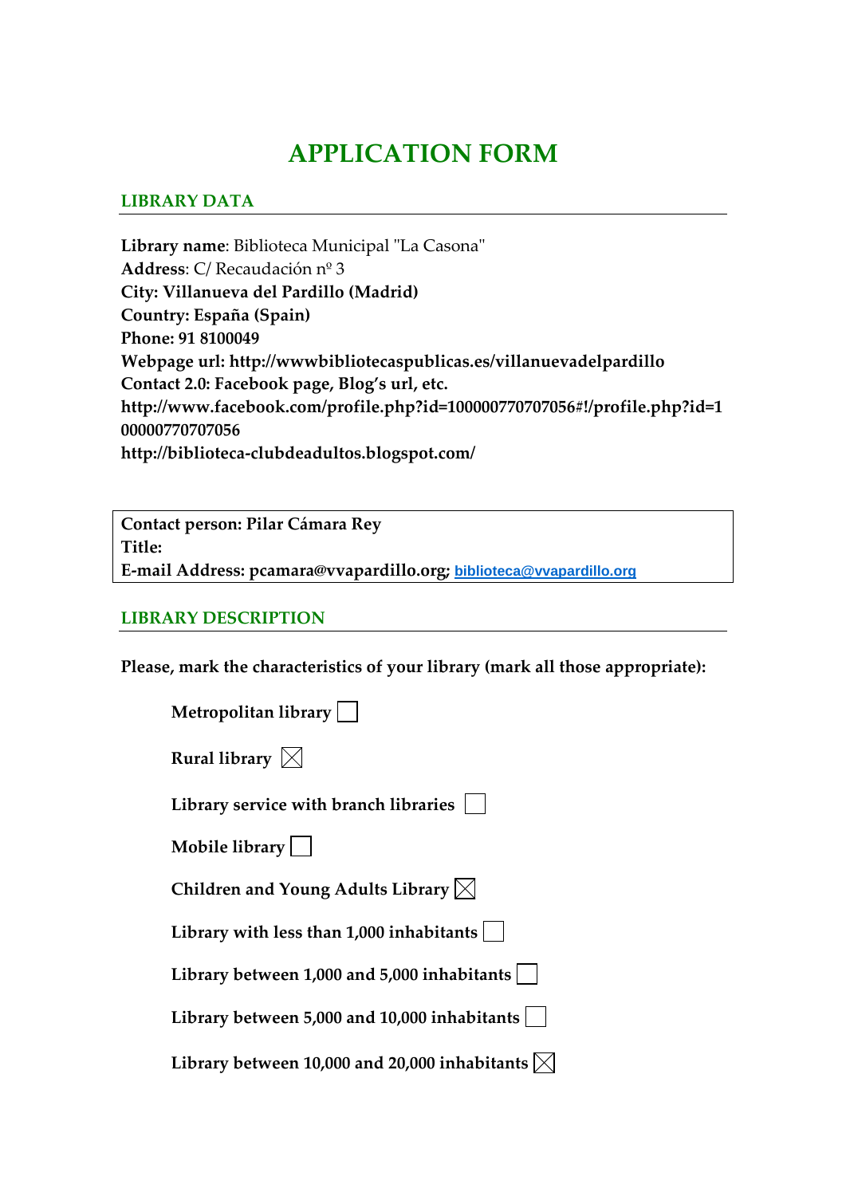# APPLICATION FORM

## LIBRARY DATA

**Library name**: Biblioteca Municipal "La Casona"
**Address**: C/ Recaudación nº 3
**City: Villanueva del Pardillo (Madrid)**
**Country: España (Spain)**
**Phone: 91 8100049**
**Webpage url: http://wwwbibliotecaspublicas.es/villanuevadelpardillo**
**Contact 2.0: Facebook page, Blog's url, etc.**
**http://www.facebook.com/profile.php?id=100000770707056#!/profile.php?id=100000770707056**
**http://biblioteca-clubdeadultos.blogspot.com/**

**Contact person: Pilar Cámara Rey**
**Title:**
**E-mail Address: pcamara@vvapardillo.org;** biblioteca@vvapardillo.org

## LIBRARY DESCRIPTION

**Please, mark the characteristics of your library (mark all those appropriate):**

- **Metropolitan library** ☐
- **Rural library** ☒
- **Library service with branch libraries** ☐
- **Mobile library** ☐
- **Children and Young Adults Library** ☒
- **Library with less than 1,000 inhabitants** ☐
- **Library between 1,000 and 5,000 inhabitants** ☐
- **Library between 5,000 and 10,000 inhabitants** ☐
- **Library between 10,000 and 20,000 inhabitants** ☒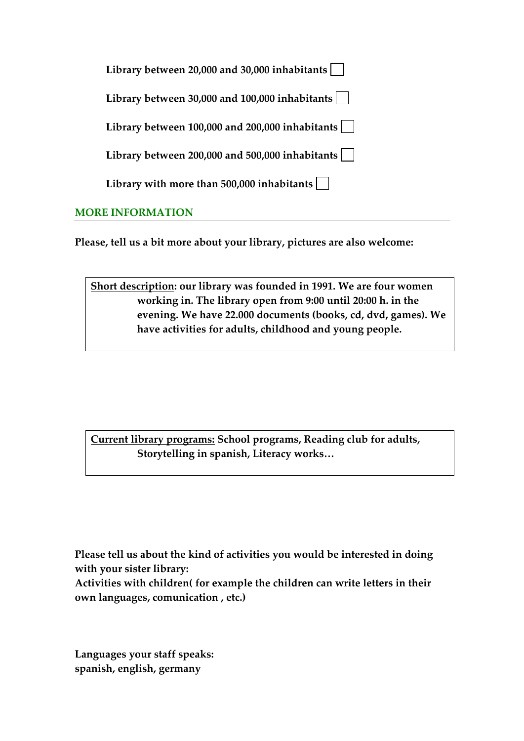**Library between 20,000 and 30,000 inhabitants** ☐

**Library between 30,000 and 100,000 inhabitants** ☐

**Library between 100,000 and 200,000 inhabitants** ☐

**Library between 200,000 and 500,000 inhabitants** ☐

**Library with more than 500,000 inhabitants** ☐

## MORE INFORMATION

**Please, tell us a bit more about your library, pictures are also welcome:**

**Short description: our library was founded in 1991. We are four women working in. The library open from 9:00 until 20:00 h. in the evening. We have 22.000 documents (books, cd, dvd, games). We have activities for adults, childhood and young people.**

**Current library programs: School programs, Reading club for adults, Storytelling in spanish, Literacy works…**

**Please tell us about the kind of activities you would be interested in doing with your sister library:**
**Activities with children( for example the children can write letters in their own languages, comunication , etc.)**

**Languages your staff speaks:**
**spanish, english, germany**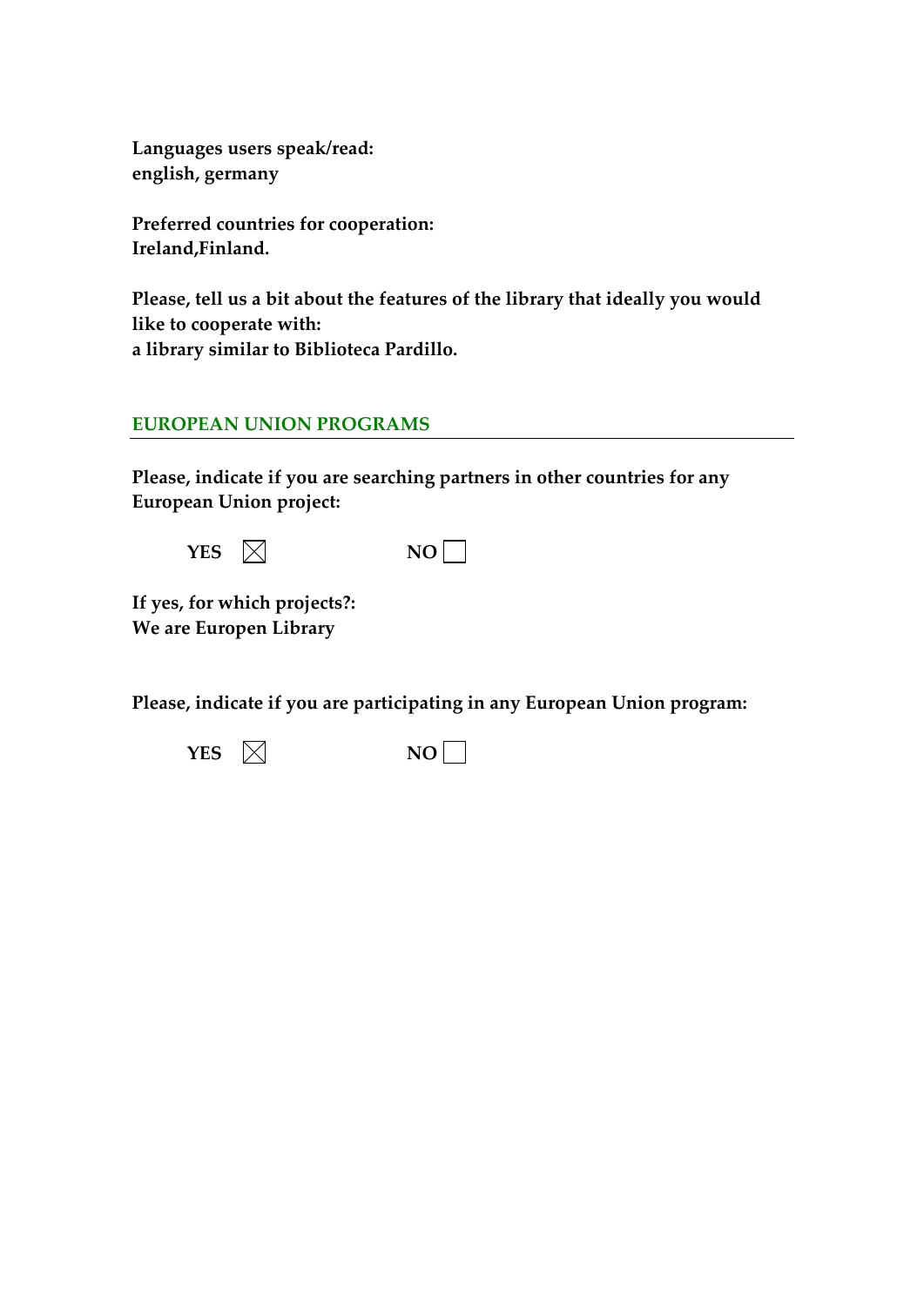**Languages users speak/read:**
**english, germany**

**Preferred countries for cooperation:**
**Ireland,Finland.**

**Please, tell us a bit about the features of the library that ideally you would like to cooperate with:**
**a library similar to Biblioteca Pardillo.**

## EUROPEAN UNION PROGRAMS

**Please, indicate if you are searching partners in other countries for any European Union project:**

**YES** ☒ **NO** ☐

**If yes, for which projects?:**
**We are Europen Library**

**Please, indicate if you are participating in any European Union program:**

**YES** ☒ **NO** ☐